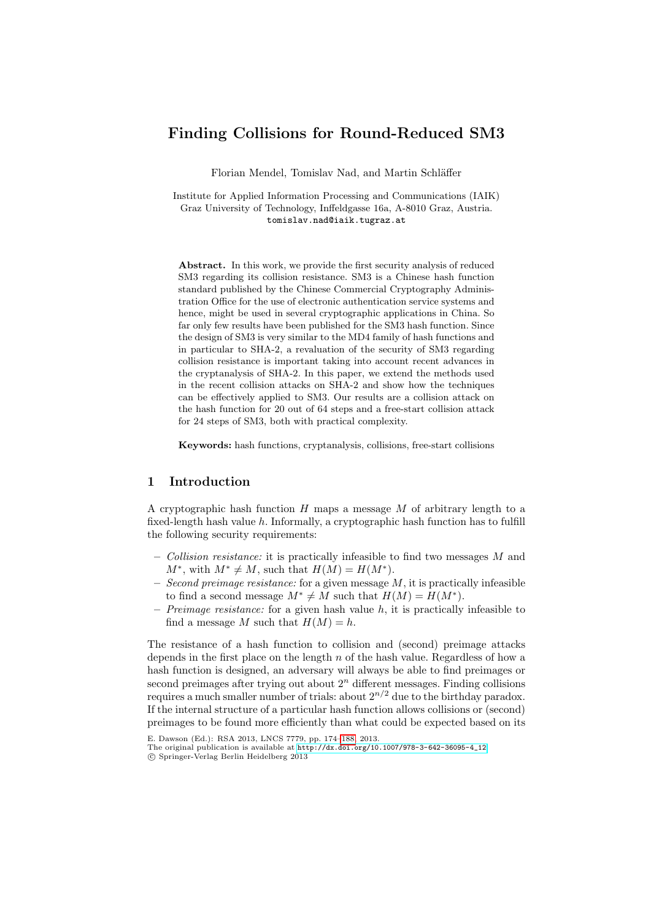# Finding Collisions for Round-Reduced SM3

Florian Mendel, Tomislav Nad, and Martin Schläffer

Institute for Applied Information Processing and Communications (IAIK)
Graz University of Technology, Inffeldgasse 16a, A-8010 Graz, Austria.
tomislav.nad@iaik.tugraz.at

**Abstract.** In this work, we provide the first security analysis of reduced SM3 regarding its collision resistance. SM3 is a Chinese hash function standard published by the Chinese Commercial Cryptography Administration Office for the use of electronic authentication service systems and hence, might be used in several cryptographic applications in China. So far only few results have been published for the SM3 hash function. Since the design of SM3 is very similar to the MD4 family of hash functions and in particular to SHA-2, a revaluation of the security of SM3 regarding collision resistance is important taking into account recent advances in the cryptanalysis of SHA-2. In this paper, we extend the methods used in the recent collision attacks on SHA-2 and show how the techniques can be effectively applied to SM3. Our results are a collision attack on the hash function for 20 out of 64 steps and a free-start collision attack for 24 steps of SM3, both with practical complexity.

**Keywords:** hash functions, cryptanalysis, collisions, free-start collisions

## 1 Introduction

A cryptographic hash function $H$ maps a message $M$ of arbitrary length to a fixed-length hash value $h$. Informally, a cryptographic hash function has to fulfill the following security requirements:

- *Collision resistance:* it is practically infeasible to find two messages $M$ and $M^*$, with $M^* \neq M$, such that $H(M) = H(M^*)$.
- *Second preimage resistance:* for a given message $M$, it is practically infeasible to find a second message $M^* \neq M$ such that $H(M) = H(M^*)$.
- *Preimage resistance:* for a given hash value $h$, it is practically infeasible to find a message $M$ such that $H(M) = h$.

The resistance of a hash function to collision and (second) preimage attacks depends in the first place on the length $n$ of the hash value. Regardless of how a hash function is designed, an adversary will always be able to find preimages or second preimages after trying out about $2^n$ different messages. Finding collisions requires a much smaller number of trials: about $2^{n/2}$ due to the birthday paradox. If the internal structure of a particular hash function allows collisions or (second) preimages to be found more efficiently than what could be expected based on its

E. Dawson (Ed.): RSA 2013, LNCS 7779, pp. 174–188, 2013.
The original publication is available at http://dx.doi.org/10.1007/978-3-642-36095-4_12
© Springer-Verlag Berlin Heidelberg 2013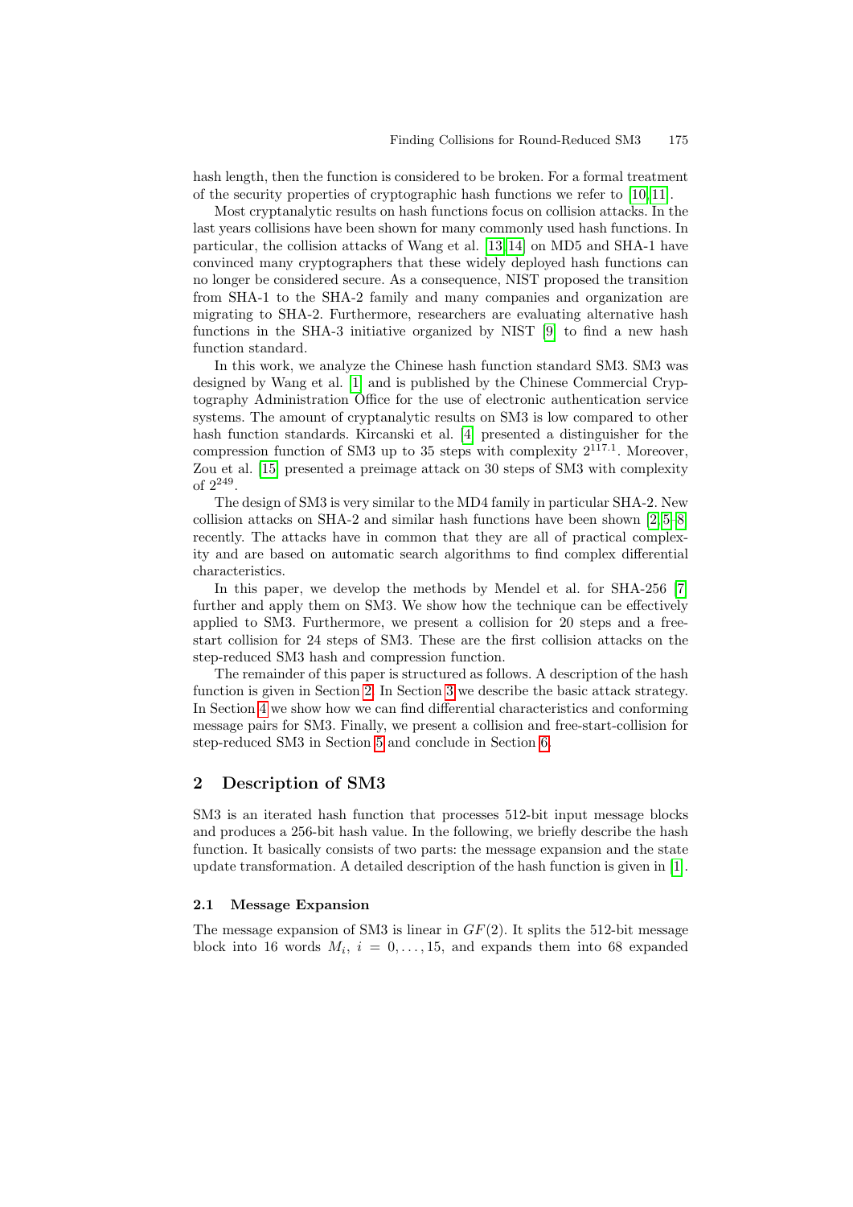hash length, then the function is considered to be broken. For a formal treatment of the security properties of cryptographic hash functions we refer to [10,11].

Most cryptanalytic results on hash functions focus on collision attacks. In the last years collisions have been shown for many commonly used hash functions. In particular, the collision attacks of Wang et al. [13,14] on MD5 and SHA-1 have convinced many cryptographers that these widely deployed hash functions can no longer be considered secure. As a consequence, NIST proposed the transition from SHA-1 to the SHA-2 family and many companies and organization are migrating to SHA-2. Furthermore, researchers are evaluating alternative hash functions in the SHA-3 initiative organized by NIST [9] to find a new hash function standard.

In this work, we analyze the Chinese hash function standard SM3. SM3 was designed by Wang et al. [1] and is published by the Chinese Commercial Cryptography Administration Office for the use of electronic authentication service systems. The amount of cryptanalytic results on SM3 is low compared to other hash function standards. Kircanski et al. [4] presented a distinguisher for the compression function of SM3 up to 35 steps with complexity $2^{117.1}$. Moreover, Zou et al. [15] presented a preimage attack on 30 steps of SM3 with complexity of $2^{249}$.

The design of SM3 is very similar to the MD4 family in particular SHA-2. New collision attacks on SHA-2 and similar hash functions have been shown [2,5–8] recently. The attacks have in common that they are all of practical complexity and are based on automatic search algorithms to find complex differential characteristics.

In this paper, we develop the methods by Mendel et al. for SHA-256 [7] further and apply them on SM3. We show how the technique can be effectively applied to SM3. Furthermore, we present a collision for 20 steps and a free-start collision for 24 steps of SM3. These are the first collision attacks on the step-reduced SM3 hash and compression function.

The remainder of this paper is structured as follows. A description of the hash function is given in Section 2. In Section 3 we describe the basic attack strategy. In Section 4 we show how we can find differential characteristics and conforming message pairs for SM3. Finally, we present a collision and free-start-collision for step-reduced SM3 in Section 5 and conclude in Section 6.

## 2 Description of SM3

SM3 is an iterated hash function that processes 512-bit input message blocks and produces a 256-bit hash value. In the following, we briefly describe the hash function. It basically consists of two parts: the message expansion and the state update transformation. A detailed description of the hash function is given in [1].

### 2.1 Message Expansion

The message expansion of SM3 is linear in $GF(2)$. It splits the 512-bit message block into 16 words $M_i$, $i = 0, \ldots, 15$, and expands them into 68 expanded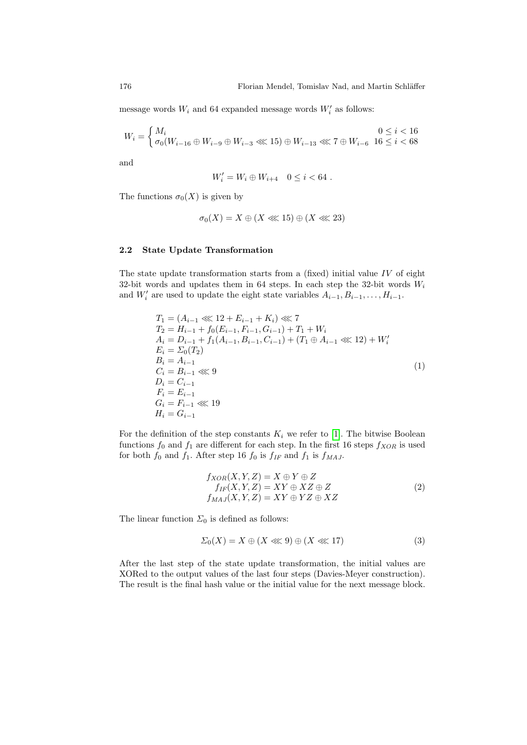message words $W_i$ and 64 expanded message words $W'_i$ as follows:

$$W_i = \begin{cases} M_i & 0 \leq i < 16 \\ \sigma_0(W_{i-16} \oplus W_{i-9} \oplus W_{i-3} \lll 15) \oplus W_{i-13} \lll 7 \oplus W_{i-6} & 16 \leq i < 68 \end{cases}$$

and

$$W'_i = W_i \oplus W_{i+4} \quad 0 \leq i < 64 \; .$$

The functions $\sigma_0(X)$ is given by

$$\sigma_0(X) = X \oplus (X \lll 15) \oplus (X \lll 23)$$

### 2.2 State Update Transformation

The state update transformation starts from a (fixed) initial value $IV$ of eight 32-bit words and updates them in 64 steps. In each step the 32-bit words $W_i$ and $W'_i$ are used to update the eight state variables $A_{i-1}, B_{i-1}, \ldots, H_{i-1}$.

$$\begin{aligned}
T_1 &= (A_{i-1} \lll 12 + E_{i-1} + K_i) \lll 7 \\
T_2 &= H_{i-1} + f_0(E_{i-1}, F_{i-1}, G_{i-1}) + T_1 + W_i \\
A_i &= D_{i-1} + f_1(A_{i-1}, B_{i-1}, C_{i-1}) + (T_1 \oplus A_{i-1} \lll 12) + W'_i \\
E_i &= \Sigma_0(T_2) \\
B_i &= A_{i-1} \\
C_i &= B_{i-1} \lll 9 \\
D_i &= C_{i-1} \\
F_i &= E_{i-1} \\
G_i &= F_{i-1} \lll 19 \\
H_i &= G_{i-1}
\end{aligned} \tag{1}$$

For the definition of the step constants $K_i$ we refer to [1]. The bitwise Boolean functions $f_0$ and $f_1$ are different for each step. In the first 16 steps $f_{XOR}$ is used for both $f_0$ and $f_1$. After step 16 $f_0$ is $f_{IF}$ and $f_1$ is $f_{MAJ}$.

$$\begin{aligned}
f_{XOR}(X, Y, Z) &= X \oplus Y \oplus Z \\
f_{IF}(X, Y, Z) &= XY \oplus XZ \oplus Z \\
f_{MAJ}(X, Y, Z) &= XY \oplus YZ \oplus XZ
\end{aligned} \tag{2}$$

The linear function $\Sigma_0$ is defined as follows:

$$\Sigma_0(X) = X \oplus (X \lll 9) \oplus (X \lll 17) \tag{3}$$

After the last step of the state update transformation, the initial values are XORed to the output values of the last four steps (Davies-Meyer construction). The result is the final hash value or the initial value for the next message block.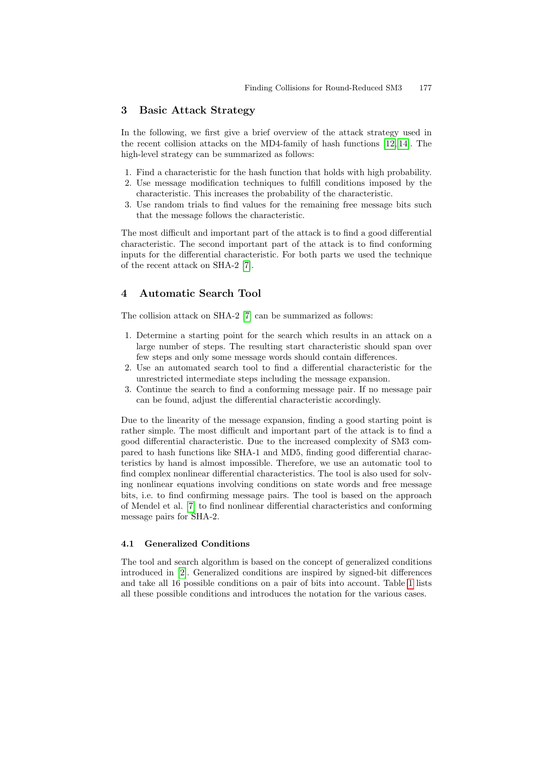## 3 Basic Attack Strategy

In the following, we first give a brief overview of the attack strategy used in the recent collision attacks on the MD4-family of hash functions [12,14]. The high-level strategy can be summarized as follows:

1. Find a characteristic for the hash function that holds with high probability.
2. Use message modification techniques to fulfill conditions imposed by the characteristic. This increases the probability of the characteristic.
3. Use random trials to find values for the remaining free message bits such that the message follows the characteristic.

The most difficult and important part of the attack is to find a good differential characteristic. The second important part of the attack is to find conforming inputs for the differential characteristic. For both parts we used the technique of the recent attack on SHA-2 [7].

## 4 Automatic Search Tool

The collision attack on SHA-2 [7] can be summarized as follows:

1. Determine a starting point for the search which results in an attack on a large number of steps. The resulting start characteristic should span over few steps and only some message words should contain differences.
2. Use an automated search tool to find a differential characteristic for the unrestricted intermediate steps including the message expansion.
3. Continue the search to find a conforming message pair. If no message pair can be found, adjust the differential characteristic accordingly.

Due to the linearity of the message expansion, finding a good starting point is rather simple. The most difficult and important part of the attack is to find a good differential characteristic. Due to the increased complexity of SM3 compared to hash functions like SHA-1 and MD5, finding good differential characteristics by hand is almost impossible. Therefore, we use an automatic tool to find complex nonlinear differential characteristics. The tool is also used for solving nonlinear equations involving conditions on state words and free message bits, i.e. to find confirming message pairs. The tool is based on the approach of Mendel et al. [7] to find nonlinear differential characteristics and conforming message pairs for SHA-2.

### 4.1 Generalized Conditions

The tool and search algorithm is based on the concept of generalized conditions introduced in [2]. Generalized conditions are inspired by signed-bit differences and take all 16 possible conditions on a pair of bits into account. Table 1 lists all these possible conditions and introduces the notation for the various cases.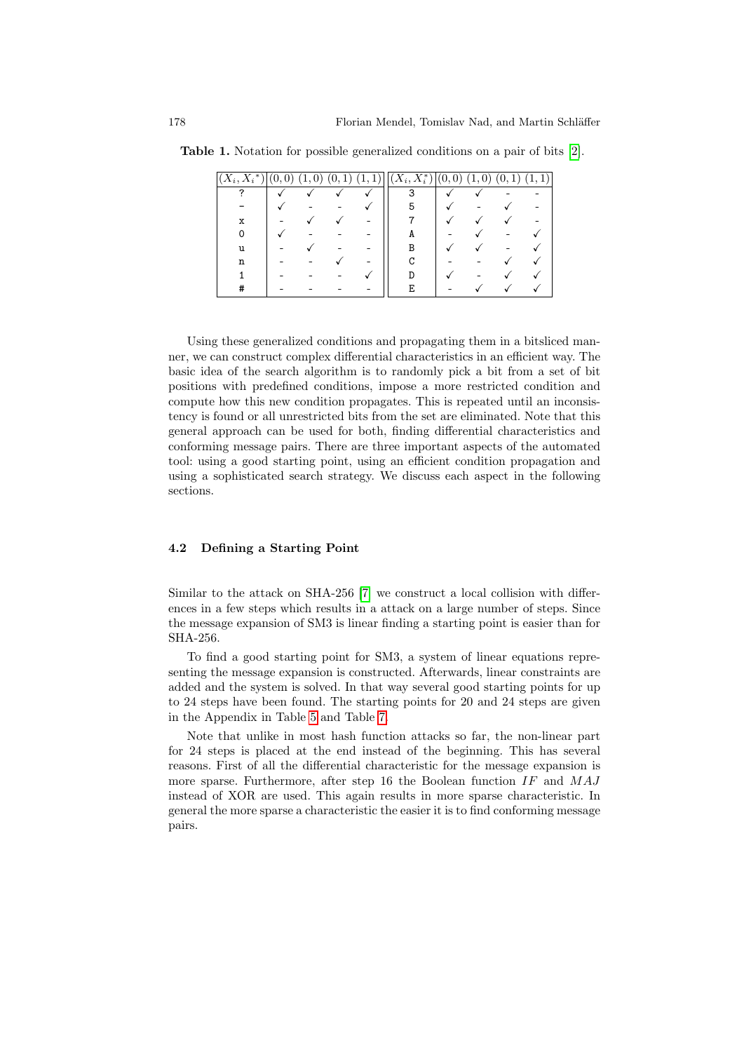**Table 1.** Notation for possible generalized conditions on a pair of bits [2].

| $(X_i, X_i^*)$ | (0,0) | (1,0) | (0,1) | (1,1) | $(X_i, X_i^*)$ | (0,0) | (1,0) | (0,1) | (1,1) |
|---|---|---|---|---|---|---|---|---|---|
| ? | ✓ | ✓ | ✓ | ✓ | 3 | ✓ | ✓ | - | - |
| - | ✓ | - | - | ✓ | 5 | ✓ | - | ✓ | - |
| x | - | ✓ | ✓ | - | 7 | ✓ | ✓ | ✓ | - |
| 0 | ✓ | - | - | - | A | - | ✓ | - | ✓ |
| u | - | ✓ | - | - | B | ✓ | ✓ | - | ✓ |
| n | - | - | ✓ | - | C | - | - | ✓ | ✓ |
| 1 | - | - | - | ✓ | D | ✓ | - | ✓ | ✓ |
| # | - | - | - | - | E | - | ✓ | ✓ | ✓ |

Using these generalized conditions and propagating them in a bitsliced manner, we can construct complex differential characteristics in an efficient way. The basic idea of the search algorithm is to randomly pick a bit from a set of bit positions with predefined conditions, impose a more restricted condition and compute how this new condition propagates. This is repeated until an inconsistency is found or all unrestricted bits from the set are eliminated. Note that this general approach can be used for both, finding differential characteristics and conforming message pairs. There are three important aspects of the automated tool: using a good starting point, using an efficient condition propagation and using a sophisticated search strategy. We discuss each aspect in the following sections.

### 4.2 Defining a Starting Point

Similar to the attack on SHA-256 [7] we construct a local collision with differences in a few steps which results in a attack on a large number of steps. Since the message expansion of SM3 is linear finding a starting point is easier than for SHA-256.

To find a good starting point for SM3, a system of linear equations representing the message expansion is constructed. Afterwards, linear constraints are added and the system is solved. In that way several good starting points for up to 24 steps have been found. The starting points for 20 and 24 steps are given in the Appendix in Table 5 and Table 7.

Note that unlike in most hash function attacks so far, the non-linear part for 24 steps is placed at the end instead of the beginning. This has several reasons. First of all the differential characteristic for the message expansion is more sparse. Furthermore, after step 16 the Boolean function $IF$ and $MAJ$ instead of XOR are used. This again results in more sparse characteristic. In general the more sparse a characteristic the easier it is to find conforming message pairs.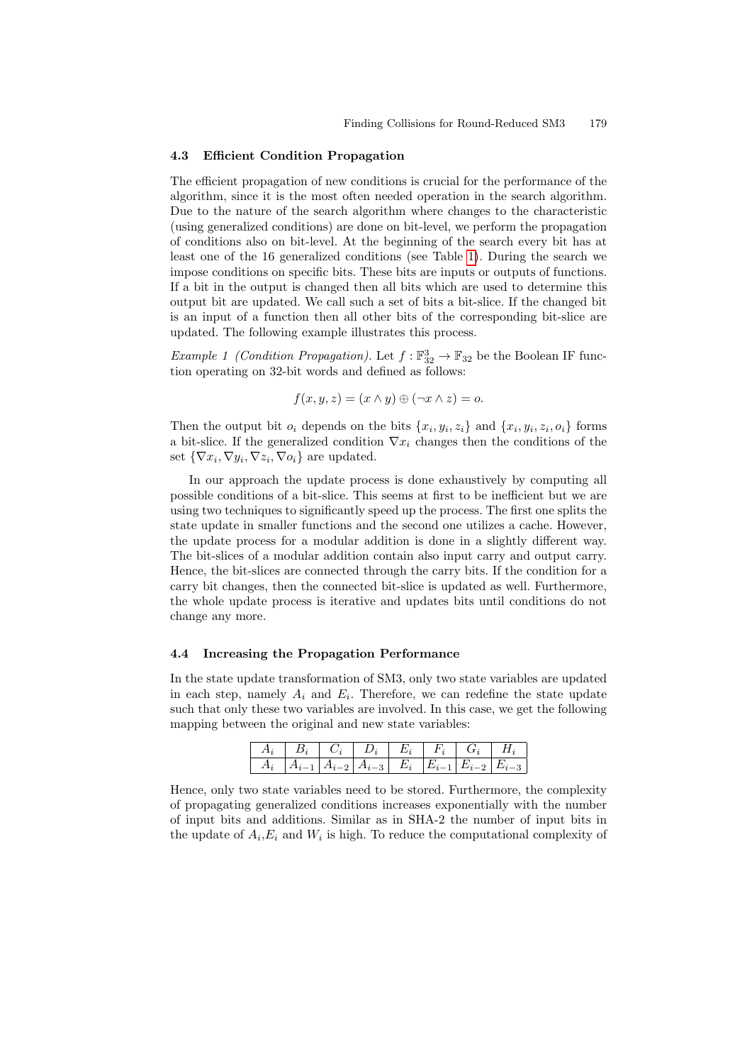### 4.3 Efficient Condition Propagation

The efficient propagation of new conditions is crucial for the performance of the algorithm, since it is the most often needed operation in the search algorithm. Due to the nature of the search algorithm where changes to the characteristic (using generalized conditions) are done on bit-level, we perform the propagation of conditions also on bit-level. At the beginning of the search every bit has at least one of the 16 generalized conditions (see Table 1). During the search we impose conditions on specific bits. These bits are inputs or outputs of functions. If a bit in the output is changed then all bits which are used to determine this output bit are updated. We call such a set of bits a bit-slice. If the changed bit is an input of a function then all other bits of the corresponding bit-slice are updated. The following example illustrates this process.

*Example 1 (Condition Propagation).* Let $f : \mathbb{F}_{32}^3 \to \mathbb{F}_{32}$ be the Boolean IF function operating on 32-bit words and defined as follows:

$$f(x, y, z) = (x \wedge y) \oplus (\neg x \wedge z) = o.$$

Then the output bit $o_i$ depends on the bits $\{x_i, y_i, z_i\}$ and $\{x_i, y_i, z_i, o_i\}$ forms a bit-slice. If the generalized condition $\nabla x_i$ changes then the conditions of the set $\{\nabla x_i, \nabla y_i, \nabla z_i, \nabla o_i\}$ are updated.

In our approach the update process is done exhaustively by computing all possible conditions of a bit-slice. This seems at first to be inefficient but we are using two techniques to significantly speed up the process. The first one splits the state update in smaller functions and the second one utilizes a cache. However, the update process for a modular addition is done in a slightly different way. The bit-slices of a modular addition contain also input carry and output carry. Hence, the bit-slices are connected through the carry bits. If the condition for a carry bit changes, then the connected bit-slice is updated as well. Furthermore, the whole update process is iterative and updates bits until conditions do not change any more.

### 4.4 Increasing the Propagation Performance

In the state update transformation of SM3, only two state variables are updated in each step, namely $A_i$ and $E_i$. Therefore, we can redefine the state update such that only these two variables are involved. In this case, we get the following mapping between the original and new state variables:

| $A_i$ | $B_i$ | $C_i$ | $D_i$ | $E_i$ | $F_i$ | $G_i$ | $H_i$ |
|---|---|---|---|---|---|---|---|
| $A_i$ | $A_{i-1}$ | $A_{i-2}$ | $A_{i-3}$ | $E_i$ | $E_{i-1}$ | $E_{i-2}$ | $E_{i-3}$ |

Hence, only two state variables need to be stored. Furthermore, the complexity of propagating generalized conditions increases exponentially with the number of input bits and additions. Similar as in SHA-2 the number of input bits in the update of $A_i$,$E_i$ and $W_i$ is high. To reduce the computational complexity of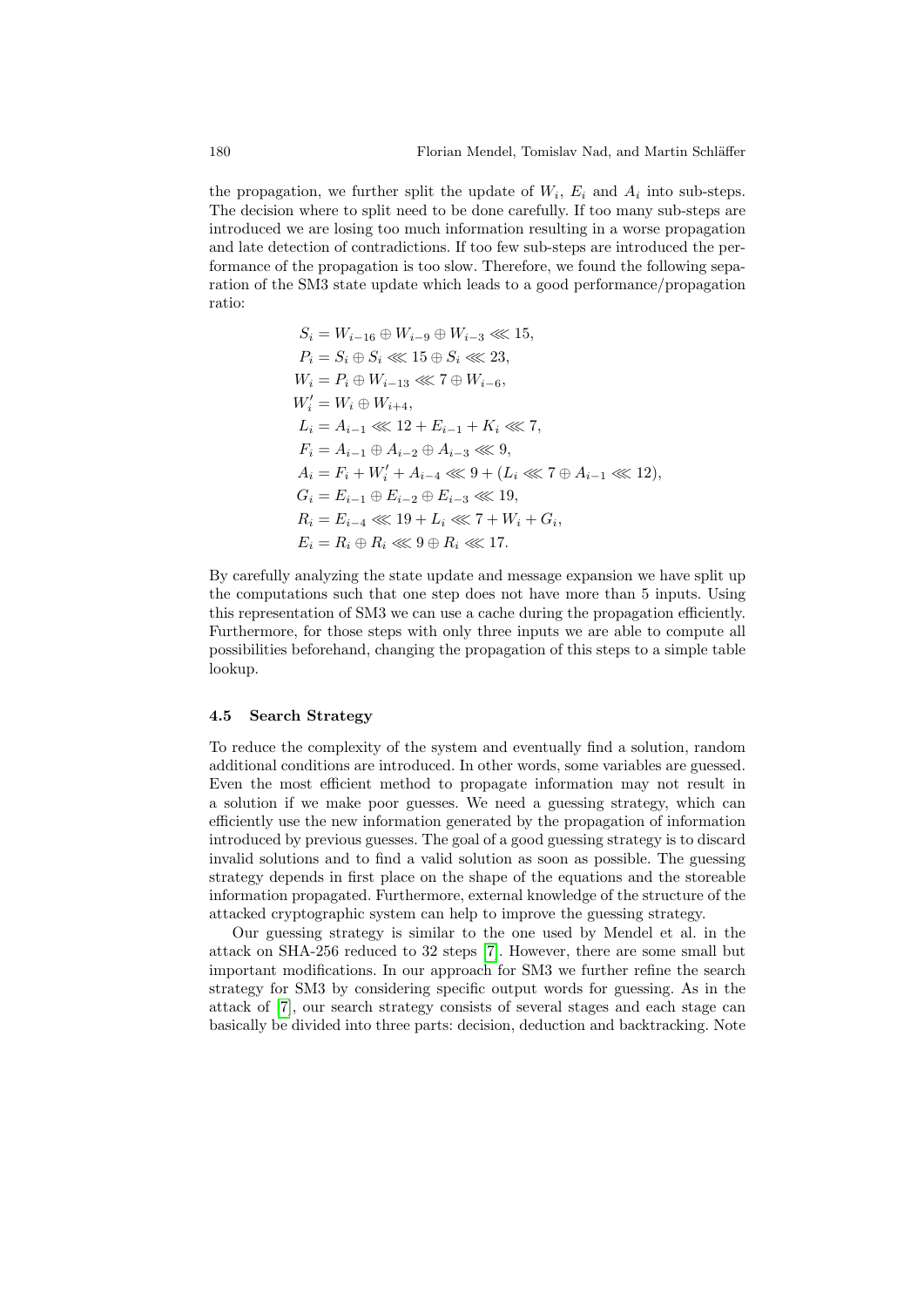the propagation, we further split the update of $W_i$, $E_i$ and $A_i$ into sub-steps. The decision where to split need to be done carefully. If too many sub-steps are introduced we are losing too much information resulting in a worse propagation and late detection of contradictions. If too few sub-steps are introduced the performance of the propagation is too slow. Therefore, we found the following separation of the SM3 state update which leads to a good performance/propagation ratio:

$$
\begin{aligned}
S_i &= W_{i-16} \oplus W_{i-9} \oplus W_{i-3} \lll 15, \\
P_i &= S_i \oplus S_i \lll 15 \oplus S_i \lll 23, \\
W_i &= P_i \oplus W_{i-13} \lll 7 \oplus W_{i-6}, \\
W'_i &= W_i \oplus W_{i+4}, \\
L_i &= A_{i-1} \lll 12 + E_{i-1} + K_i \lll 7, \\
F_i &= A_{i-1} \oplus A_{i-2} \oplus A_{i-3} \lll 9, \\
A_i &= F_i + W'_i + A_{i-4} \lll 9 + (L_i \lll 7 \oplus A_{i-1} \lll 12), \\
G_i &= E_{i-1} \oplus E_{i-2} \oplus E_{i-3} \lll 19, \\
R_i &= E_{i-4} \lll 19 + L_i \lll 7 + W_i + G_i, \\
E_i &= R_i \oplus R_i \lll 9 \oplus R_i \lll 17.
\end{aligned}
$$

By carefully analyzing the state update and message expansion we have split up the computations such that one step does not have more than 5 inputs. Using this representation of SM3 we can use a cache during the propagation efficiently. Furthermore, for those steps with only three inputs we are able to compute all possibilities beforehand, changing the propagation of this steps to a simple table lookup.

### 4.5 Search Strategy

To reduce the complexity of the system and eventually find a solution, random additional conditions are introduced. In other words, some variables are guessed. Even the most efficient method to propagate information may not result in a solution if we make poor guesses. We need a guessing strategy, which can efficiently use the new information generated by the propagation of information introduced by previous guesses. The goal of a good guessing strategy is to discard invalid solutions and to find a valid solution as soon as possible. The guessing strategy depends in first place on the shape of the equations and the storeable information propagated. Furthermore, external knowledge of the structure of the attacked cryptographic system can help to improve the guessing strategy.

Our guessing strategy is similar to the one used by Mendel et al. in the attack on SHA-256 reduced to 32 steps [7]. However, there are some small but important modifications. In our approach for SM3 we further refine the search strategy for SM3 by considering specific output words for guessing. As in the attack of [7], our search strategy consists of several stages and each stage can basically be divided into three parts: decision, deduction and backtracking. Note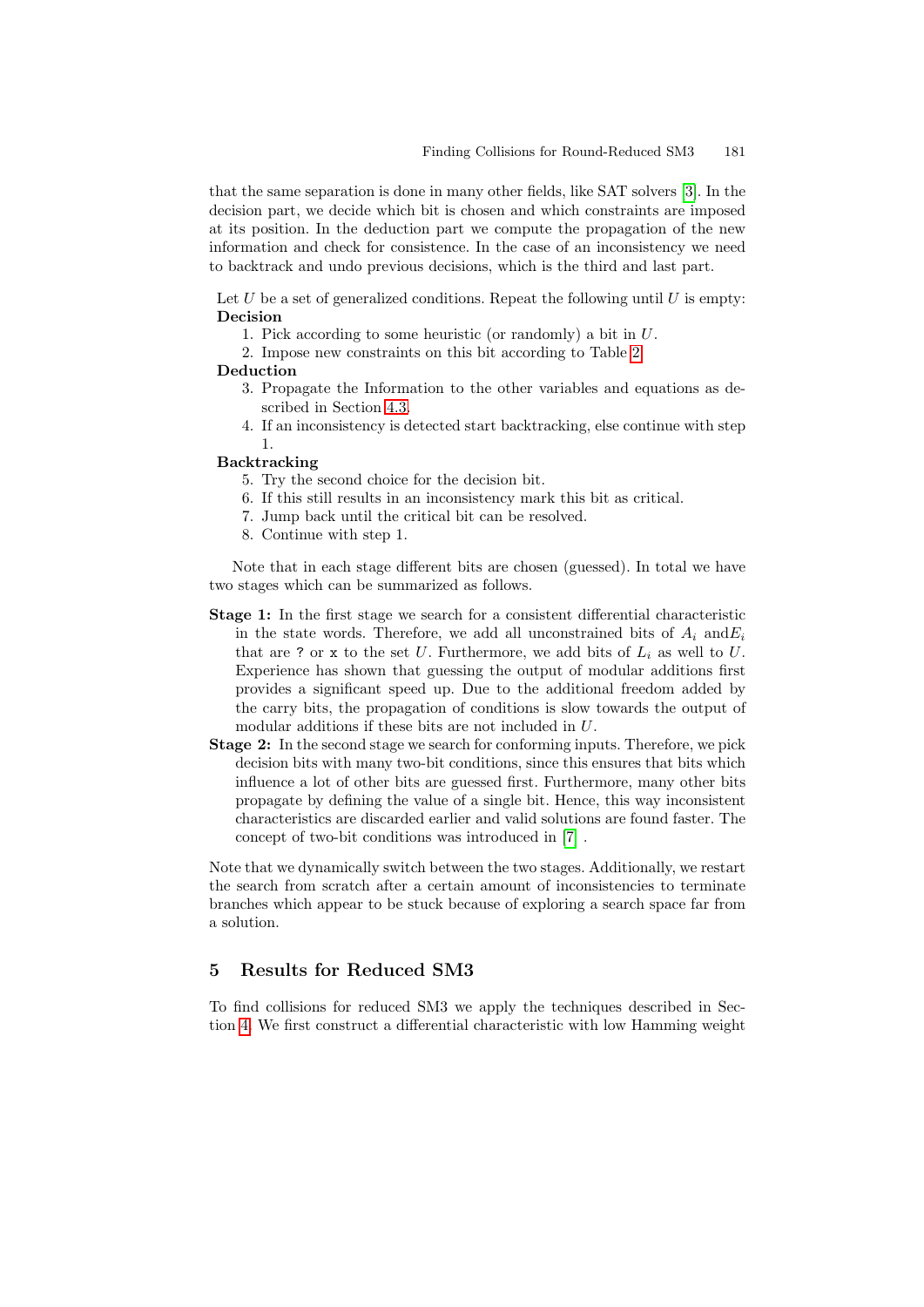that the same separation is done in many other fields, like SAT solvers [3]. In the decision part, we decide which bit is chosen and which constraints are imposed at its position. In the deduction part we compute the propagation of the new information and check for consistence. In the case of an inconsistency we need to backtrack and undo previous decisions, which is the third and last part.

Let $U$ be a set of generalized conditions. Repeat the following until $U$ is empty:

**Decision**

1. Pick according to some heuristic (or randomly) a bit in $U$.
2. Impose new constraints on this bit according to Table 2.

**Deduction**

3. Propagate the Information to the other variables and equations as described in Section 4.3.
4. If an inconsistency is detected start backtracking, else continue with step 1.

**Backtracking**

5. Try the second choice for the decision bit.
6. If this still results in an inconsistency mark this bit as critical.
7. Jump back until the critical bit can be resolved.
8. Continue with step 1.

Note that in each stage different bits are chosen (guessed). In total we have two stages which can be summarized as follows.

**Stage 1:** In the first stage we search for a consistent differential characteristic in the state words. Therefore, we add all unconstrained bits of $A_i$ and $E_i$ that are `?` or `x` to the set $U$. Furthermore, we add bits of $L_i$ as well to $U$. Experience has shown that guessing the output of modular additions first provides a significant speed up. Due to the additional freedom added by the carry bits, the propagation of conditions is slow towards the output of modular additions if these bits are not included in $U$.

**Stage 2:** In the second stage we search for conforming inputs. Therefore, we pick decision bits with many two-bit conditions, since this ensures that bits which influence a lot of other bits are guessed first. Furthermore, many other bits propagate by defining the value of a single bit. Hence, this way inconsistent characteristics are discarded earlier and valid solutions are found faster. The concept of two-bit conditions was introduced in [7] .

Note that we dynamically switch between the two stages. Additionally, we restart the search from scratch after a certain amount of inconsistencies to terminate branches which appear to be stuck because of exploring a search space far from a solution.

## 5 Results for Reduced SM3

To find collisions for reduced SM3 we apply the techniques described in Section 4. We first construct a differential characteristic with low Hamming weight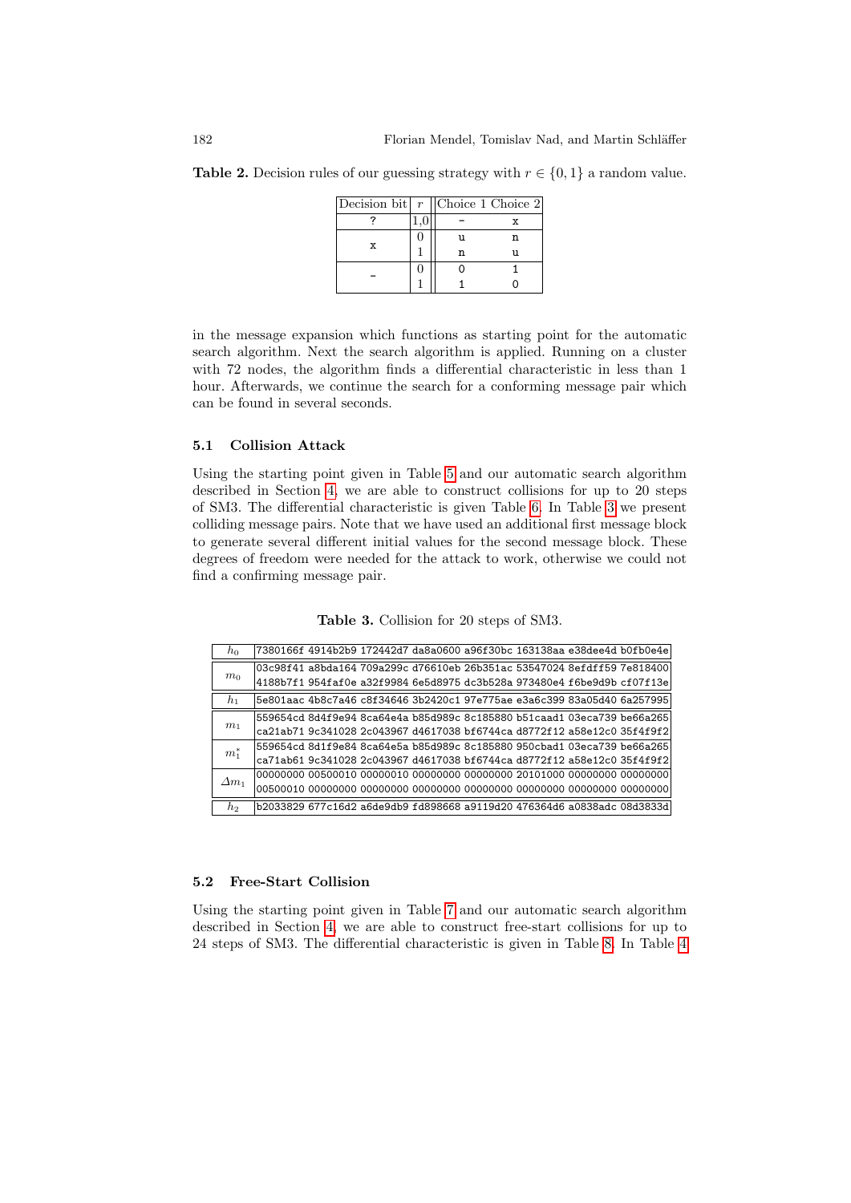**Table 2.** Decision rules of our guessing strategy with $r \in \{0,1\}$ a random value.

| Decision bit | $r$ | Choice 1 | Choice 2 |
|---|---|---|---|
| ? | 1,0 | - | x |
| x | 0 | u | n |
|  | 1 | n | u |
| - | 0 | 0 | 1 |
|  | 1 | 1 | 0 |

in the message expansion which functions as starting point for the automatic search algorithm. Next the search algorithm is applied. Running on a cluster with 72 nodes, the algorithm finds a differential characteristic in less than 1 hour. Afterwards, we continue the search for a conforming message pair which can be found in several seconds.

### 5.1 Collision Attack

Using the starting point given in Table 5 and our automatic search algorithm described in Section 4, we are able to construct collisions for up to 20 steps of SM3. The differential characteristic is given Table 6. In Table 3 we present colliding message pairs. Note that we have used an additional first message block to generate several different initial values for the second message block. These degrees of freedom were needed for the attack to work, otherwise we could not find a confirming message pair.

**Table 3.** Collision for 20 steps of SM3.

| | |
|---|---|
| $h_0$ | 7380166f 4914b2b9 172442d7 da8a0600 a96f30bc 163138aa e38dee4d b0fb0e4e |
| $m_0$ | 03c98f41 a8bda164 709a299c d76610eb 26b351ac 53547024 8efdff59 7e818400<br>4188b7f1 954faf0e a32f9984 6e5d8975 dc3b528a 973480e4 f6be9d9b cf07f13e |
| $h_1$ | 5e801aac 4b8c7a46 c8f34646 3b2420c1 97e775ae e3a6c399 83a05d40 6a257995 |
| $m_1$ | 559654cd 8d4f9e94 8ca64e4a b85d989c 8c185880 b51caad1 03eca739 be66a265<br>ca21ab71 9c341028 2c043967 d4617038 bf6744ca d8772f12 a58e12c0 35f4f9f2 |
| $m_1^*$ | 559654cd 8d1f9e84 8ca64e5a b85d989c 8c185880 950cbad1 03eca739 be66a265<br>ca71ab61 9c341028 2c043967 d4617038 bf6744ca d8772f12 a58e12c0 35f4f9f2 |
| $\Delta m_1$ | 00000000 00500010 00000010 00000000 00000000 20101000 00000000 00000000<br>00500010 00000000 00000000 00000000 00000000 00000000 00000000 00000000 |
| $h_2$ | b2033829 677c16d2 a6de9db9 fd898668 a9119d20 476364d6 a0838adc 08d3833d |

### 5.2 Free-Start Collision

Using the starting point given in Table 7 and our automatic search algorithm described in Section 4, we are able to construct free-start collisions for up to 24 steps of SM3. The differential characteristic is given in Table 8. In Table 4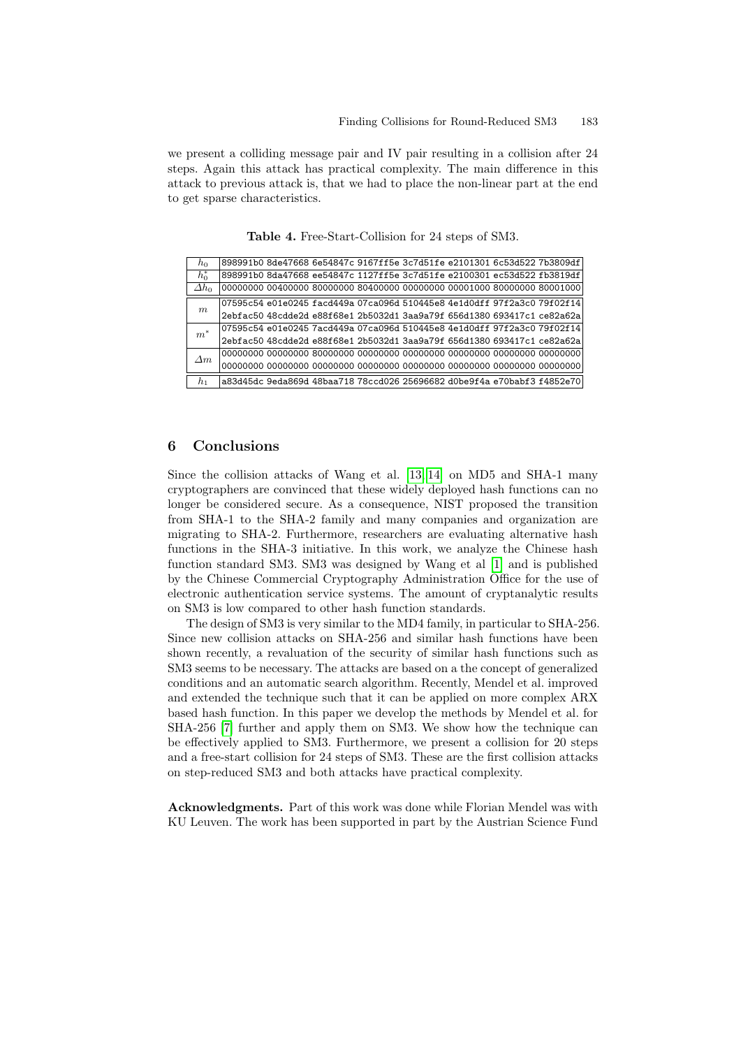we present a colliding message pair and IV pair resulting in a collision after 24 steps. Again this attack has practical complexity. The main difference in this attack to previous attack is, that we had to place the non-linear part at the end to get sparse characteristics.

**Table 4.** Free-Start-Collision for 24 steps of SM3.

| | |
|---|---|
| $h_0$ | 898991b0 8de47668 6e54847c 9167ff5e 3c7d51fe e2101301 6c53d522 7b3809df |
| $h_0^*$ | 898991b0 8da47668 ee54847c 1127ff5e 3c7d51fe e2100301 ec53d522 fb3819df |
| $\Delta h_0$ | 00000000 00400000 80000000 80400000 00000000 00001000 80000000 80001000 |
| $m$ | 07595c54 e01e0245 facd449a 07ca096d 510445e8 4e1d0dff 97f2a3c0 79f02f14 |
| | 2ebfac50 48cdde2d e88f68e1 2b5032d1 3aa9a79f 656d1380 693417c1 ce82a62a |
| $m^*$ | 07595c54 e01e0245 7acd449a 07ca096d 510445e8 4e1d0dff 97f2a3c0 79f02f14 |
| | 2ebfac50 48cdde2d e88f68e1 2b5032d1 3aa9a79f 656d1380 693417c1 ce82a62a |
| $\Delta m$ | 00000000 00000000 80000000 00000000 00000000 00000000 00000000 00000000 |
| | 00000000 00000000 00000000 00000000 00000000 00000000 00000000 00000000 |
| $h_1$ | a83d45dc 9eda869d 48baa718 78ccd026 25696682 d0be9f4a e70babf3 f4852e70 |

## 6 Conclusions

Since the collision attacks of Wang et al. [13, 14] on MD5 and SHA-1 many cryptographers are convinced that these widely deployed hash functions can no longer be considered secure. As a consequence, NIST proposed the transition from SHA-1 to the SHA-2 family and many companies and organization are migrating to SHA-2. Furthermore, researchers are evaluating alternative hash functions in the SHA-3 initiative. In this work, we analyze the Chinese hash function standard SM3. SM3 was designed by Wang et al [1] and is published by the Chinese Commercial Cryptography Administration Office for the use of electronic authentication service systems. The amount of cryptanalytic results on SM3 is low compared to other hash function standards.

The design of SM3 is very similar to the MD4 family, in particular to SHA-256. Since new collision attacks on SHA-256 and similar hash functions have been shown recently, a revaluation of the security of similar hash functions such as SM3 seems to be necessary. The attacks are based on a the concept of generalized conditions and an automatic search algorithm. Recently, Mendel et al. improved and extended the technique such that it can be applied on more complex ARX based hash function. In this paper we develop the methods by Mendel et al. for SHA-256 [7] further and apply them on SM3. We show how the technique can be effectively applied to SM3. Furthermore, we present a collision for 20 steps and a free-start collision for 24 steps of SM3. These are the first collision attacks on step-reduced SM3 and both attacks have practical complexity.

**Acknowledgments.** Part of this work was done while Florian Mendel was with KU Leuven. The work has been supported in part by the Austrian Science Fund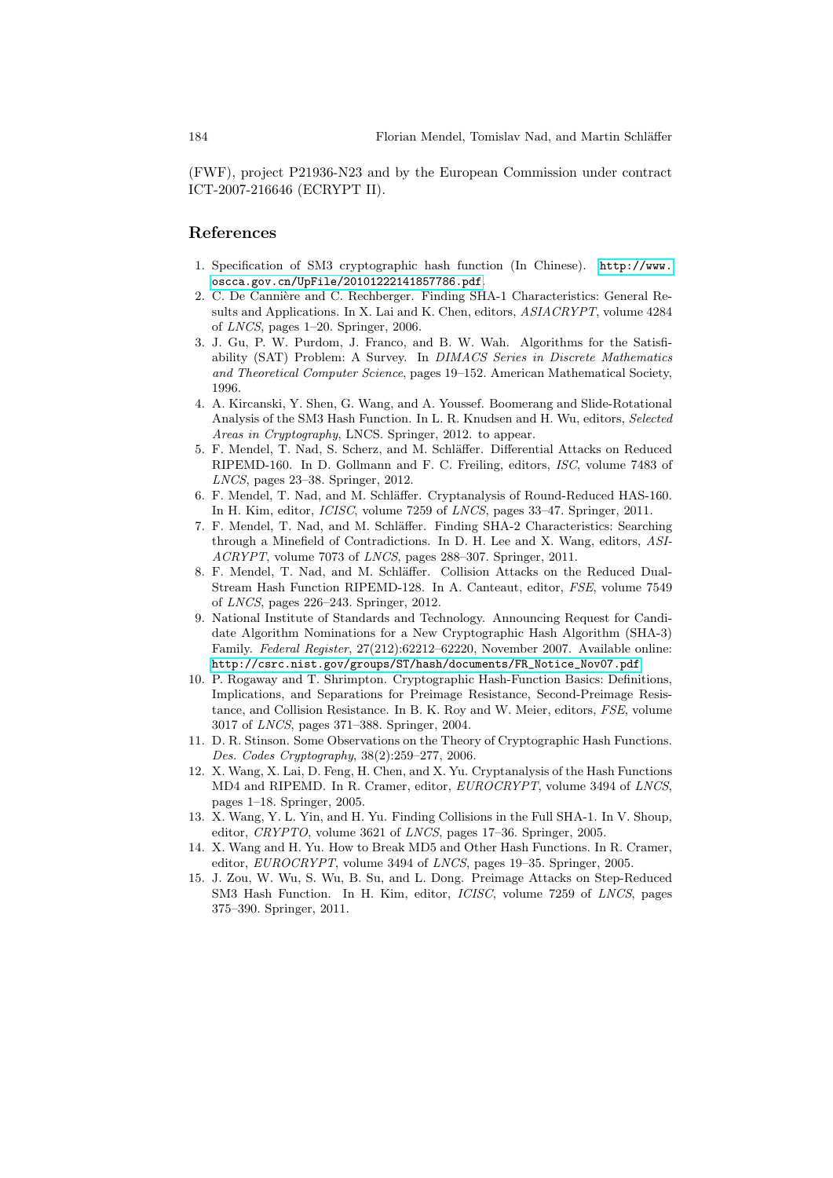(FWF), project P21936-N23 and by the European Commission under contract ICT-2007-216646 (ECRYPT II).

## References

1. Specification of SM3 cryptographic hash function (In Chinese). http://www.oscca.gov.cn/UpFile/20101222141857786.pdf.
2. C. De Cannière and C. Rechberger. Finding SHA-1 Characteristics: General Results and Applications. In X. Lai and K. Chen, editors, *ASIACRYPT*, volume 4284 of *LNCS*, pages 1–20. Springer, 2006.
3. J. Gu, P. W. Purdom, J. Franco, and B. W. Wah. Algorithms for the Satisfiability (SAT) Problem: A Survey. In *DIMACS Series in Discrete Mathematics and Theoretical Computer Science*, pages 19–152. American Mathematical Society, 1996.
4. A. Kircanski, Y. Shen, G. Wang, and A. Youssef. Boomerang and Slide-Rotational Analysis of the SM3 Hash Function. In L. R. Knudsen and H. Wu, editors, *Selected Areas in Cryptography*, LNCS. Springer, 2012. to appear.
5. F. Mendel, T. Nad, S. Scherz, and M. Schläffer. Differential Attacks on Reduced RIPEMD-160. In D. Gollmann and F. C. Freiling, editors, *ISC*, volume 7483 of *LNCS*, pages 23–38. Springer, 2012.
6. F. Mendel, T. Nad, and M. Schläffer. Cryptanalysis of Round-Reduced HAS-160. In H. Kim, editor, *ICISC*, volume 7259 of *LNCS*, pages 33–47. Springer, 2011.
7. F. Mendel, T. Nad, and M. Schläffer. Finding SHA-2 Characteristics: Searching through a Minefield of Contradictions. In D. H. Lee and X. Wang, editors, *ASIACRYPT*, volume 7073 of *LNCS*, pages 288–307. Springer, 2011.
8. F. Mendel, T. Nad, and M. Schläffer. Collision Attacks on the Reduced Dual-Stream Hash Function RIPEMD-128. In A. Canteaut, editor, *FSE*, volume 7549 of *LNCS*, pages 226–243. Springer, 2012.
9. National Institute of Standards and Technology. Announcing Request for Candidate Algorithm Nominations for a New Cryptographic Hash Algorithm (SHA-3) Family. *Federal Register*, 27(212):62212–62220, November 2007. Available online: http://csrc.nist.gov/groups/ST/hash/documents/FR_Notice_Nov07.pdf.
10. P. Rogaway and T. Shrimpton. Cryptographic Hash-Function Basics: Definitions, Implications, and Separations for Preimage Resistance, Second-Preimage Resistance, and Collision Resistance. In B. K. Roy and W. Meier, editors, *FSE*, volume 3017 of *LNCS*, pages 371–388. Springer, 2004.
11. D. R. Stinson. Some Observations on the Theory of Cryptographic Hash Functions. *Des. Codes Cryptography*, 38(2):259–277, 2006.
12. X. Wang, X. Lai, D. Feng, H. Chen, and X. Yu. Cryptanalysis of the Hash Functions MD4 and RIPEMD. In R. Cramer, editor, *EUROCRYPT*, volume 3494 of *LNCS*, pages 1–18. Springer, 2005.
13. X. Wang, Y. L. Yin, and H. Yu. Finding Collisions in the Full SHA-1. In V. Shoup, editor, *CRYPTO*, volume 3621 of *LNCS*, pages 17–36. Springer, 2005.
14. X. Wang and H. Yu. How to Break MD5 and Other Hash Functions. In R. Cramer, editor, *EUROCRYPT*, volume 3494 of *LNCS*, pages 19–35. Springer, 2005.
15. J. Zou, W. Wu, S. Wu, B. Su, and L. Dong. Preimage Attacks on Step-Reduced SM3 Hash Function. In H. Kim, editor, *ICISC*, volume 7259 of *LNCS*, pages 375–390. Springer, 2011.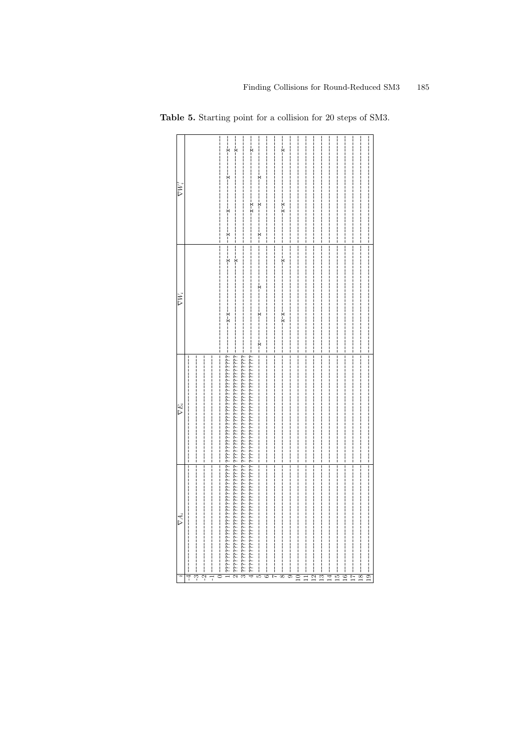**Table 5.** Starting point for a collision for 20 steps of SM3.

| $i$ | $\nabla A_i$ | $\nabla E_i$ | $\nabla W_i$ | $\nabla W'_i$ |
|---|---|---|---|---|
| -4 | -------------------------------- | -------------------------------- | | |
| -3 | -------------------------------- | -------------------------------- | | |
| -2 | -------------------------------- | -------------------------------- | | |
| -1 | -------------------------------- | -------------------------------- | | |
| 0 | -------------------------------- | -------------------------------- | -------------------------------- | -------------------------------- |
| 1 | ???????????????????????????????? | ???????????????????????????????? | ----------x-x---------------x--- | ---x------x---------x-------x--- |
| 2 | ???????????????????????????????? | ???????????????????????????????? | ----------------------------x--- | ----------------------------x--- |
| 3 | ???????????????????????????????? | ???????????????????????????????? | -------------------------------- | -------------------------------- |
| 4 | ???????????????????????????????? | ???????????????????????????????? | -------------------------------- | ----------x-x---------------x--- |
| 5 | -------------------------------- | -------------------------------- | ---x--------x-------x----------- | ---x--------x-------x----------- |
| 6 | -------------------------------- | -------------------------------- | -------------------------------- | -------------------------------- |
| 7 | -------------------------------- | -------------------------------- | -------------------------------- | -------------------------------- |
| 8 | -------------------------------- | -------------------------------- | ----------x-x---------------x--- | ----------x-x---------------x--- |
| 9 | -------------------------------- | -------------------------------- | -------------------------------- | -------------------------------- |
| 10 | -------------------------------- | -------------------------------- | -------------------------------- | -------------------------------- |
| 11 | -------------------------------- | -------------------------------- | -------------------------------- | -------------------------------- |
| 12 | -------------------------------- | -------------------------------- | -------------------------------- | -------------------------------- |
| 13 | -------------------------------- | -------------------------------- | -------------------------------- | -------------------------------- |
| 14 | -------------------------------- | -------------------------------- | -------------------------------- | -------------------------------- |
| 15 | -------------------------------- | -------------------------------- | -------------------------------- | -------------------------------- |
| 16 | -------------------------------- | -------------------------------- | -------------------------------- | -------------------------------- |
| 17 | -------------------------------- | -------------------------------- | -------------------------------- | -------------------------------- |
| 18 | -------------------------------- | -------------------------------- | -------------------------------- | -------------------------------- |
| 19 | -------------------------------- | -------------------------------- | -------------------------------- | -------------------------------- |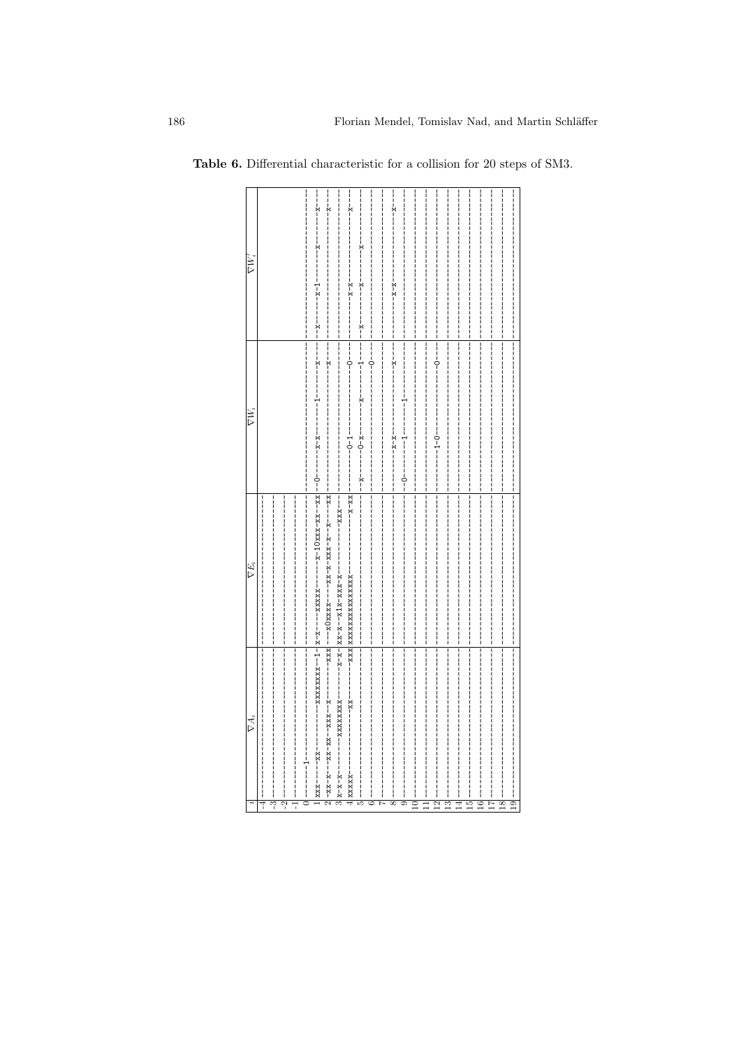**Table 6.** Differential characteristic for a collision for 20 steps of SM3.

| $i$ | $\nabla A_i$ | $\nabla E_i$ | $\nabla W_i$ | $\nabla W'_i$ |
|---|---|---|---|---|
| -4 | -------------------------------- | -------------------------------- | | |
| -3 | -------------------------------- | -------------------------------- | | |
| -2 | -------------------------------- | -------------------------------- | | |
| -1 | -------------------------------- | -------------------------------- | | |
| 0 | ------1------------------------- | -------------------------------- | -------------------------------- | -------------------------------- |
| 1 | xxx-----xx----------xxxxxxxx--1- | x-x---xxxx--------x-10xxx-xx--xx | -0-----x-x--------1------x----x- | --x--------x-1-------x-----x--x- |
| 2 | -xx-x--xx-xx--xxx--x---------xxx | --x0xxxx---xx-x-xxx-x--x--x--xx | -------------------------x----x- | ------------------------------x- |
| 3 | x-x-x---xxxxxxx----------x-x--xx | xx-x--x1x-xxx-x--------------xxx | -------------------------------- | -------------------------------- |
| 4 | xxxxx-----------xx-----------xxx | xxxxxxxxxxxxxxx-------------x-xx | ----------0-1----------------0-- | -------------x-x-------------x-- |
| 5 | -------------------------------- | -------------------------------- | --x-------0-x-------x--------1-- | --x-----------x-------x--------- |
| 6 | -------------------------------- | -------------------------------- | -----------------------------0-- | -------------------------------- |
| 7 | -------------------------------- | -------------------------------- | -------------------------------- | -------------------------------- |
| 8 | -------------------------------- | -------------------------------- | -----------x-x---------------x-- | -------------x-x-------------x-- |
| 9 | -------------------------------- | -------------------------------- | --0-----------1-------1--------- | -------------------------------- |
| 10 | -------------------------------- | -------------------------------- | -------------------------------- | -------------------------------- |
| 11 | -------------------------------- | -------------------------------- | -------------------------------- | -------------------------------- |
| 12 | -------------------------------- | -------------------------------- | ------------1-0------------0---- | -------------------------------- |
| 13 | -------------------------------- | -------------------------------- | -------------------------------- | -------------------------------- |
| 14 | -------------------------------- | -------------------------------- | -------------------------------- | -------------------------------- |
| 15 | -------------------------------- | -------------------------------- | -------------------------------- | -------------------------------- |
| 16 | -------------------------------- | -------------------------------- | -------------------------------- | -------------------------------- |
| 17 | -------------------------------- | -------------------------------- | -------------------------------- | -------------------------------- |
| 18 | -------------------------------- | -------------------------------- | -------------------------------- | -------------------------------- |
| 19 | -------------------------------- | -------------------------------- | -------------------------------- | -------------------------------- |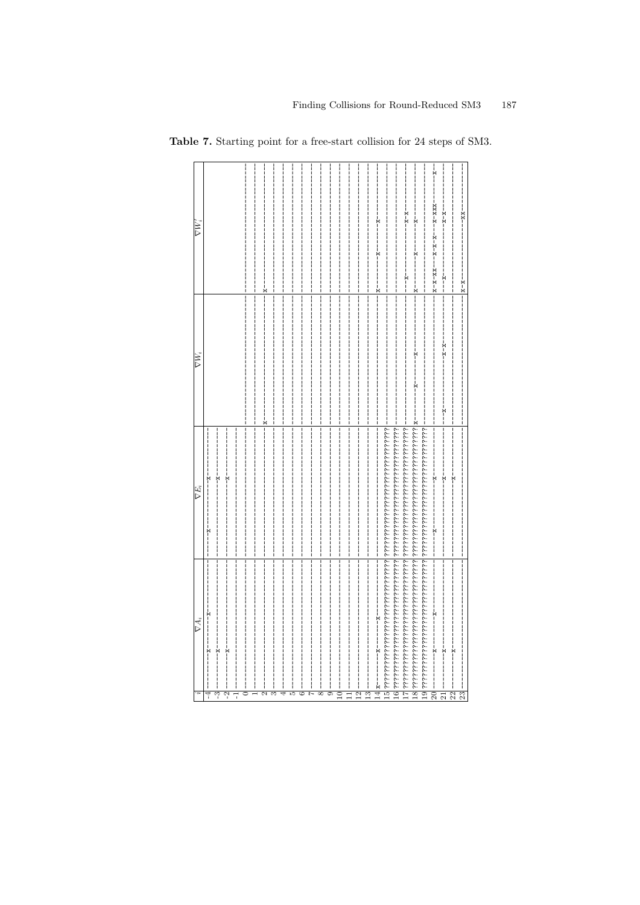**Table 7.** Starting point for a free-start collision for 24 steps of SM3.

| $i$ | $\nabla A_i$ | $\nabla E_i$ | $\nabla W_i$ | $\nabla W'_i$ |
|---|---|---|---|---|
| -4 | -----------x--------x----------- | ------x------------x------------ | | |
| -3 | -----------x-------------------- | -------------------x------------ | | |
| -2 | -----------x-------------------- | -------------------x------------ | | |
| -1 | -------------------------------- | -------------------------------- | | |
| 0 | -------------------------------- | -------------------------------- | -------------------------------- | -------------------------------- |
| 1 | -------------------------------- | -------------------------------- | -------------------------------- | -------------------------------- |
| 2 | -------------------------------- | -------------------------------- | x------------------------------- | x------------------------------- |
| 3 | -------------------------------- | -------------------------------- | -------------------------------- | -------------------------------- |
| 4 | -------------------------------- | -------------------------------- | -------------------------------- | -------------------------------- |
| 5 | -------------------------------- | -------------------------------- | -------------------------------- | -------------------------------- |
| 6 | -------------------------------- | -------------------------------- | -------------------------------- | -------------------------------- |
| 7 | -------------------------------- | -------------------------------- | -------------------------------- | -------------------------------- |
| 8 | -------------------------------- | -------------------------------- | -------------------------------- | -------------------------------- |
| 9 | -------------------------------- | -------------------------------- | -------------------------------- | -------------------------------- |
| 10 | -------------------------------- | -------------------------------- | -------------------------------- | -------------------------------- |
| 11 | -------------------------------- | -------------------------------- | -------------------------------- | -------------------------------- |
| 12 | -------------------------------- | -------------------------------- | -------------------------------- | -------------------------------- |
| 13 | -------------------------------- | -------------------------------- | -------------------------------- | -------------------------------- |
| 14 | x----------x--------x----------- | -------------------------------- | -------------------------------- | x--------x------x--------------- |
| 15 | ???????????????????????????????? | ???????????????????????????????? | -------------------------------- | -------------------------------- |
| 16 | ???????????????????????????????? | ???????????????????????????????? | -------------------------------- | -------------------------------- |
| 17 | ???????????????????????????????? | ???????????????????????????????? | -------------------------------- | ---x------------x-x------------- |
| 18 | ???????????????????????????????? | ???????????????????????????????? | x--------x------x--------------- | x--------x------x--------------- |
| 19 | ???????????????????????????????? | ???????????????????????????????? | -------------------------------- | -------------------------------- |
| 20 | -----------x--------x----------- | ------x------------x------------ | -------------------------------- | x-x-xx----x-x-x-x--x-xxx-----x-- |
| 21 | -----------x-------------------- | -------------------x------------ | ---x--------------x-x----------- | ---x------------x-x------------- |
| 22 | -----------x-------------------- | -------------------x------------ | -------------------------------- | -------------------------------- |
| 23 | -------------------------------- | -------------------------------- | -------------------------------- | x-x----------------xx----------- |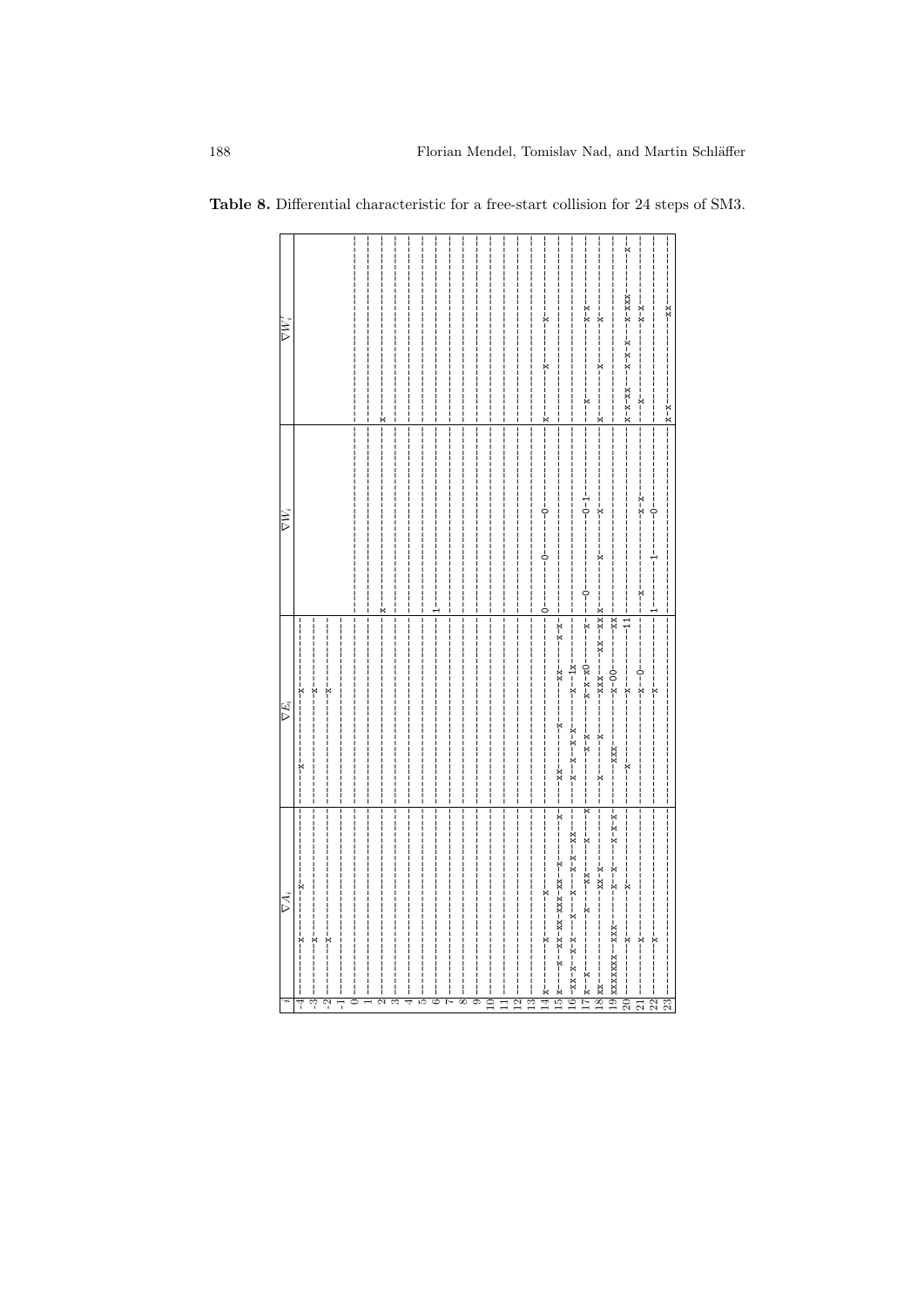**Table 8.** Differential characteristic for a free-start collision for 24 steps of SM3.

| $i$ | $\nabla A_i$ | $\nabla E_i$ | $\nabla W_i$ | $\nabla W'_i$ |
|---|---|---|---|---|
| -4 | --------x----------x------------ | ----x-------------x------------- | | |
| -3 | --------x----------------------- | --------------------x----------- | | |
| -2 | --------x----------------------- | ----------------------x--------- | | |
| -1 | -------------------------------- | -------------------------------- | | |
| 0 | -------------------------------- | -------------------------------- | -------------------------------- | -------------------------------- |
| 1 | -------------------------------- | -------------------------------- | -------------------------------- | -------------------------------- |
| 2 | -------------------------------- | -------------------------------- | x------------------------------- | x------------------------------- |
| 3 | -------------------------------- | -------------------------------- | -------------------------------- | -------------------------------- |
| 4 | -------------------------------- | -------------------------------- | -------------------------------- | -------------------------------- |
| 5 | -------------------------------- | -------------------------------- | -------------------------------- | -------------------------------- |
| 6 | -------------------------------- | -------------------------------- | 1------------------------------- | -------------------------------- |
| 7 | -------------------------------- | -------------------------------- | -------------------------------- | -------------------------------- |
| 8 | -------------------------------- | -------------------------------- | -------------------------------- | -------------------------------- |
| 9 | -------------------------------- | -------------------------------- | -------------------------------- | -------------------------------- |
| 10 | -------------------------------- | -------------------------------- | -------------------------------- | -------------------------------- |
| 11 | -------------------------------- | -------------------------------- | -------------------------------- | -------------------------------- |
| 12 | -------------------------------- | -------------------------------- | -------------------------------- | -------------------------------- |
| 13 | -------------------------------- | -------------------------------- | -------------------------------- | -------------------------------- |
| 14 | x-------x-------x--------------- | -------------------------------- | 0----------0-----------0-------- | x-----------x-----------x------- |
| 15 | x----x-xx-xx-xxx-xx--x------x--- | ----xx--------x--------xx----x-x | -------------------------------- | -------------------------------- |
| 16 | -xx-x--x-x--x-x--x--x-x--xx----- | ----x--x--x-x-x--x------x--1x--- | -------------------------------- | -------------------------------- |
| 17 | x-x------x----x--xx-----x---x--x | ----------x--x--x----x-x-x0---x- | --0---------------------0-1----- | -----x---------------x-x-------- |
| 18 | xx--------------xx-x------------ | ------x-----x--x-----xxx--xx--xx | x-----------x-----------x------- | x-----------x-----------x------- |
| 19 | xxxxxxx--xxx------x--x----x-x-x- | --------xxx----------x-00------xx | -------------------------------- | x-x-xx---x-x-x-x-x--x-xxx------x |
| 20 | --------x-------x--------------- | -----x----------------x-------11 | -------------------------------- | -----x-----------x-x------------ |
| 21 | --------x----------------------- | ----------------------x--0------ | ---x------------------x-x------- | -------------------------------- |
| 22 | ---------x---------------------- | ----------------------x--------- | 1----------1----------0--------- | -------------------------------- |
| 23 | -------------------------------- | -------------------------------- | -------------------------------- | x-x----------------------xx----- |